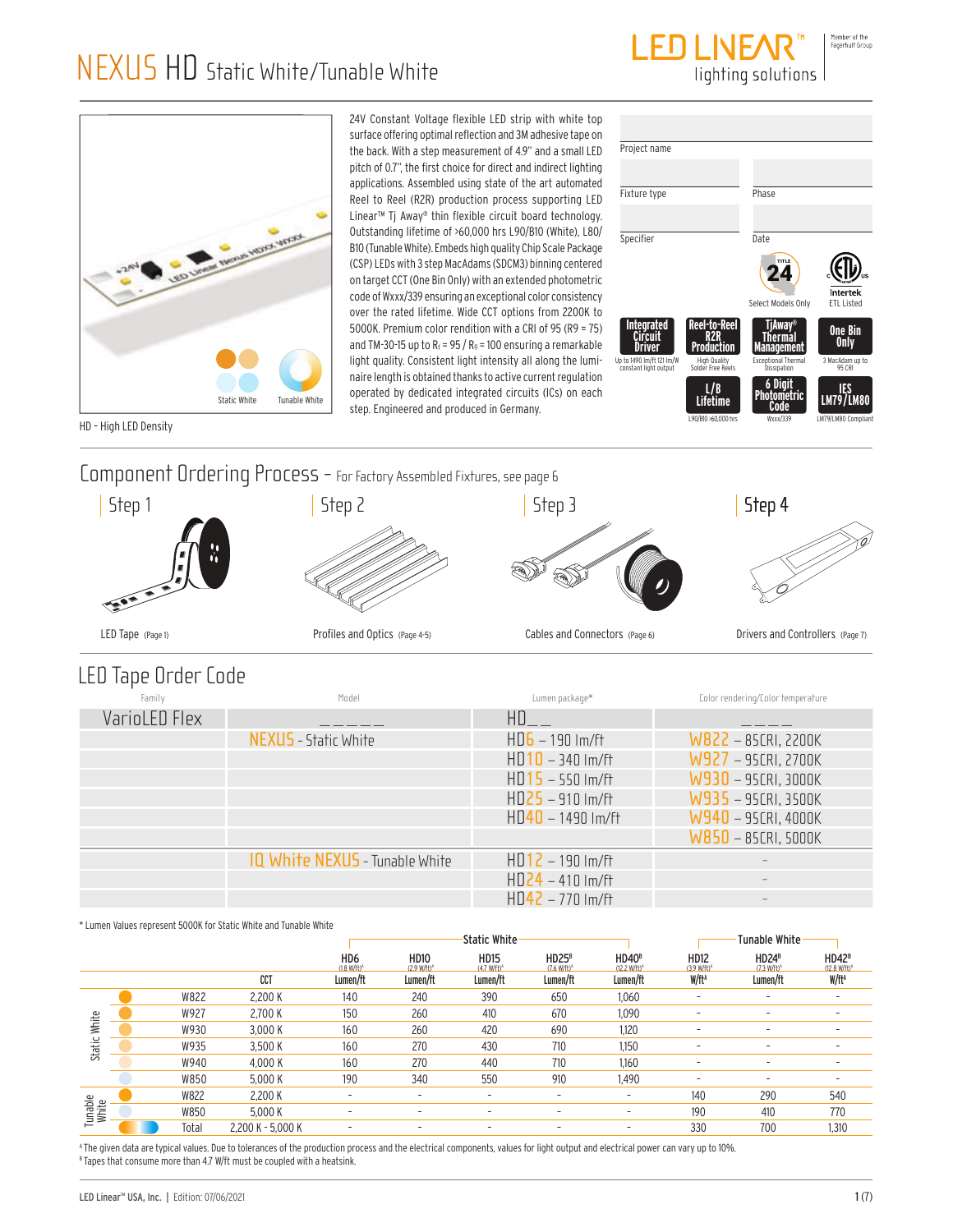# NEXUS HD Static White/Tunable White

LED LINEAR™ lighting solutions — Member of the Fagerhult Group

Static White | Tunable White

HD – High LED Density

24V Constant Voltage flexible LED strip with white top surface offering optimal reflection and 3M adhesive tape on the back. With a step measurement of 4.9" and a small LED pitch of 0.7", the first choice for direct and indirect lighting applications. Assembled using state of the art automated Reel to Reel (R2R) production process supporting LED Linear™ Tj Away® thin flexible circuit board technology. Outstanding lifetime of >60,000 hrs L90/B10 (White), L80/B10 (Tunable White). Embeds high quality Chip Scale Package (CSP) LEDs with 3 step MacAdams (SDCM3) binning centered on target CCT (One Bin Only) with an extended photometric code of Wxxx/339 ensuring an exceptional color consistency over the rated lifetime. Wide CCT options from 2200K to 5000K. Premium color rendition with a CRI of 95 (R9 = 75) and TM-30-15 up to $R_f$ = 95 / $R_g$ = 100 ensuring a remarkable light quality. Consistent light intensity all along the luminaire length is obtained thanks to active current regulation operated by dedicated integrated circuits (ICs) on each step. Engineered and produced in Germany.

Project name

Fixture type | Phase

Specifier | Date

Title 24 – Select Models Only | Intertek ETL Listed

- Integrated Circuit Driver – Up to 1490 lm/ft 121 lm/W constant light output
- Reel-to-Reel R2R Production – High Quality Solder Free Reels
- TjAway® Thermal Management – Exceptional Thermal Dissipation
- One Bin Only – 3 MacAdam up to 95 CRI
- L/B Lifetime – L90/B10 >60,000 hrs
- 6 Digit Photometric Code – Wxxx/339
- IES LM79/LM80 – LM79/LM80 Compliant

## Component Ordering Process – For Factory Assembled Fixtures, see page 6

- Step 1: LED Tape (Page 1)
- Step 2: Profiles and Optics (Page 4-5)
- Step 3: Cables and Connectors (Page 6)
- Step 4: Drivers and Controllers (Page 7)

## LED Tape Order Code

| Family | Model | Lumen package* | Color rendering/Color temperature |
|---|---|---|---|
| VarioLED Flex | _ _ _ _ _ | HD_ _ | _ _ _ _ |
| | NEXUS - Static White | HD6 – 190 lm/ft | W822 – 85CRI, 2200K |
| | | HD10 – 340 lm/ft | W927 – 95CRI, 2700K |
| | | HD15 – 550 lm/ft | W930 – 95CRI, 3000K |
| | | HD25 – 910 lm/ft | W935 – 95CRI, 3500K |
| | | HD40 – 1490 lm/ft | W940 – 95CRI, 4000K |
| | | | W850 – 85CRI, 5000K |
| | IQ White NEXUS - Tunable White | HD12 – 190 lm/ft | – |
| | | HD24 – 410 lm/ft | – |
| | | HD42 – 770 lm/ft | – |

\* Lumen Values represent 5000K for Static White and Tunable White

| | | | Static White | | | | | Tunable White | | |
|---|---|---|---|---|---|---|---|---|---|---|
| | | | HD6 (1.8 W/ft)[A] | HD10 (2.9 W/ft)[A] | HD15 (4.7 W/ft)[A] | HD25[B] (7.6 W/ft)[A] | HD40[B] (12.2 W/ft)[A] | HD12 (3.9 W/ft)[A] | HD24[B] (7.3 W/ft)[A] | HD42[B] (12.8 W/ft)[A] |
| | | CCT | Lumen/ft | Lumen/ft | Lumen/ft | Lumen/ft | Lumen/ft | W/ft[A] | Lumen/ft | W/ft[A] |
| Static White | W822 | 2,200 K | 140 | 240 | 390 | 650 | 1,060 | - | - | - |
| | W927 | 2,700 K | 150 | 260 | 410 | 670 | 1,090 | - | - | - |
| | W930 | 3,000 K | 160 | 260 | 420 | 690 | 1,120 | - | - | - |
| | W935 | 3,500 K | 160 | 270 | 430 | 710 | 1,150 | - | - | - |
| | W940 | 4,000 K | 160 | 270 | 440 | 710 | 1,160 | - | - | - |
| | W850 | 5,000 K | 190 | 340 | 550 | 910 | 1,490 | - | - | - |
| Tunable White | W822 | 2,200 K | - | - | - | - | - | 140 | 290 | 540 |
| | W850 | 5,000 K | - | - | - | - | - | 190 | 410 | 770 |
| | Total | 2,200 K - 5,000 K | - | - | - | - | - | 330 | 700 | 1,310 |

[A] The given data are typical values. Due to tolerances of the production process and the electrical components, values for light output and electrical power can vary up to 10%.
[B] Tapes that consume more than 4.7 W/ft must be coupled with a heatsink.

LED Linear™ USA, Inc. | Edition: 07/06/2021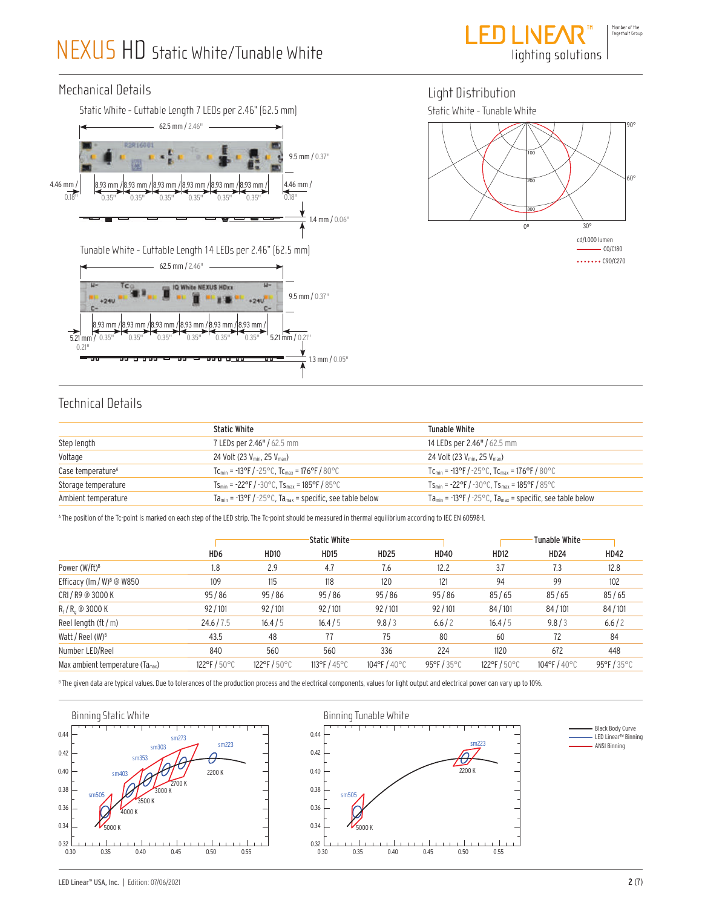# NEXUS HD Static White/Tunable White

## Mechanical Details

Static White - Cuttable Length 7 LEDs per 2.46" (62.5 mm)

62.5 mm / 2.46"

9.5 mm / 0.37"

4.46 mm / 0.18" | 8.93 mm / 0.35" | 8.93 mm / 0.35" | 8.93 mm / 0.35" | 8.93 mm / 0.35" | 8.93 mm / 0.35" | 8.93 mm / 0.35" | 4.46 mm / 0.18"

1.4 mm / 0.06"

Tunable White - Cuttable Length 14 LEDs per 2.46" (62.5 mm)

62.5 mm / 2.46"

9.5 mm / 0.37"

5.21 mm / 0.21" | 8.93 mm / 0.35" | 8.93 mm / 0.35" | 8.93 mm / 0.35" | 8.93 mm / 0.35" | 8.93 mm / 0.35" | 8.93 mm / 0.35" | 5.21 mm / 0.21"

1.3 mm / 0.05"

## Light Distribution

Static White - Tunable White

cd/1.000 lumen

C0/C180

C90/C270

## Technical Details

| | Static White | Tunable White |
|---|---|---|
| Step length | 7 LEDs per 2.46" / 62.5 mm | 14 LEDs per 2.46" / 62.5 mm |
| Voltage | 24 Volt (23 $V_{min}$, 25 $V_{max}$) | 24 Volt (23 $V_{min}$, 25 $V_{max}$) |
| Case temperature[A] | $Tc_{min}$ = -13°F / -25°C, $Tc_{max}$ = 176°F / 80°C | $Tc_{min}$ = -13°F / -25°C, $Tc_{max}$ = 176°F / 80°C |
| Storage temperature | $Ts_{min}$ = -22°F / -30°C, $Ts_{max}$ = 185°F / 85°C | $Ts_{min}$ = -22°F / -30°C, $Ts_{max}$ = 185°F / 85°C |
| Ambient temperature | $Ta_{min}$ = -13°F / -25°C, $Ta_{max}$ = specific, see table below | $Ta_{min}$ = -13°F / -25°C, $Ta_{max}$ = specific, see table below |

[A] The position of the Tc-point is marked on each step of the LED strip. The Tc-point should be measured in thermal equilibrium according to IEC EN 60598-1.

| | Static White | | | | | Tunable White | | |
|---|---|---|---|---|---|---|---|---|
| | HD6 | HD10 | HD15 | HD25 | HD40 | HD12 | HD24 | HD42 |
| Power (W/ft)[B] | 1.8 | 2.9 | 4.7 | 7.6 | 12.2 | 3.7 | 7.3 | 12.8 |
| Efficacy (lm / W)[B] @ W850 | 109 | 115 | 118 | 120 | 121 | 94 | 99 | 102 |
| CRI / R9 @ 3000 K | 95 / 86 | 95 / 86 | 95 / 86 | 95 / 86 | 95 / 86 | 85 / 65 | 85 / 65 | 85 / 65 |
| $R_f$ / $R_g$ @ 3000 K | 92 / 101 | 92 / 101 | 92 / 101 | 92 / 101 | 92 / 101 | 84 / 101 | 84 / 101 | 84 / 101 |
| Reel length (ft / m) | 24.6 / 7.5 | 16.4 / 5 | 16.4 / 5 | 9.8 / 3 | 6.6 / 2 | 16.4 / 5 | 9.8 / 3 | 6.6 / 2 |
| Watt / Reel (W)[B] | 43.5 | 48 | 77 | 75 | 80 | 60 | 72 | 84 |
| Number LED/Reel | 840 | 560 | 560 | 336 | 224 | 1120 | 672 | 448 |
| Max ambient temperature ($Ta_{max}$) | 122°F / 50°C | 122°F / 50°C | 113°F / 45°C | 104°F / 40°C | 95°F / 35°C | 122°F / 50°C | 104°F / 40°C | 95°F / 35°C |

[B] The given data are typical values. Due to tolerances of the production process and the electrical components, values for light output and electrical power can vary up to 10%.

### Binning Static White

sm505, sm403, sm353, sm303, sm273, sm223 — 5000 K, 4000 K, 3500 K, 3000 K, 2700 K, 2200 K

### Binning Tunable White

sm505, sm223 — 5000 K, 2200 K

Black Body Curve
LED Linear™ Binning
ANSI Binning

LED Linear™ USA, Inc. | Edition: 07/06/2021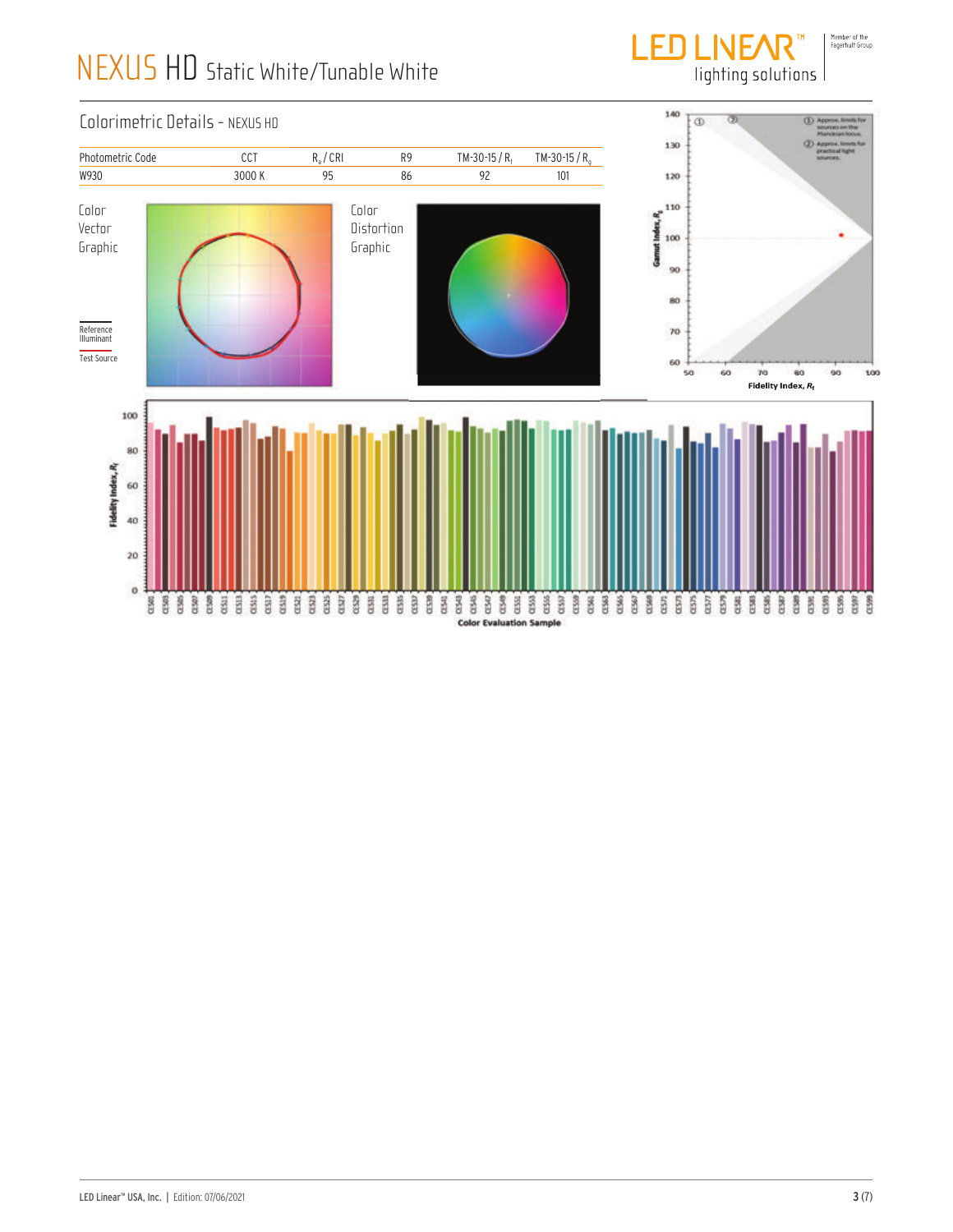# NEXUS HD Static White/Tunable White

## Colorimetric Details - NEXUS HD

| Photometric Code | CCT | $R_a$ / CRI | R9 | TM-30-15 / $R_f$ | TM-30-15 / $R_g$ |
|---|---|---|---|---|---|
| W930 | 3000 K | 95 | 86 | 92 | 101 |

Color Vector Graphic

Reference Illuminant

Test Source

Color Distortion Graphic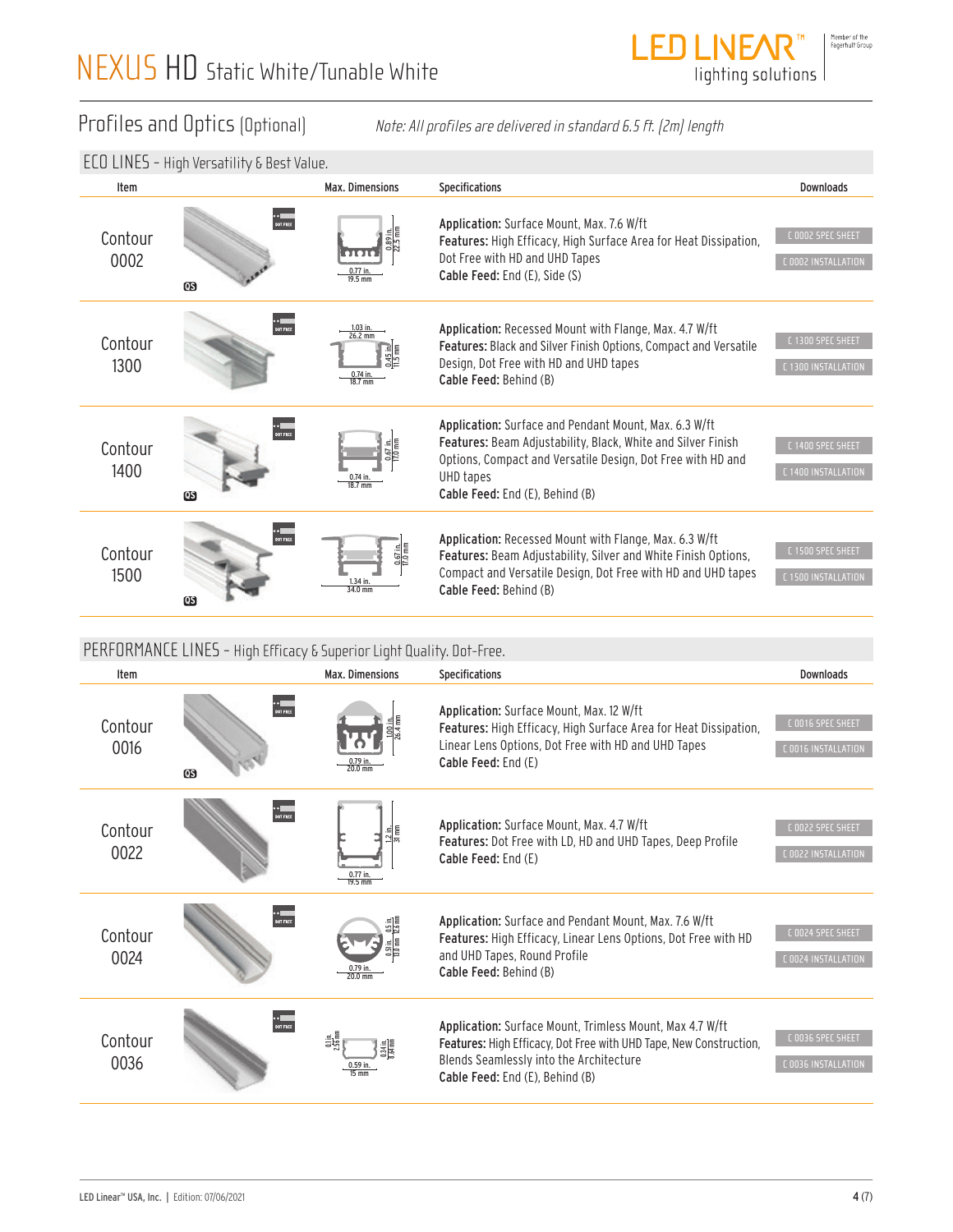# NEXUS HD Static White/Tunable White

## Profiles and Optics (Optional)

*Note: All profiles are delivered in standard 6.5 ft. (2m) length*

### ECO LINES – High Versatility & Best Value.

| Item | Max. Dimensions | Specifications | Downloads |
|---|---|---|---|
| Contour 0002 | 0.89 in. / 22.5 mm; 0.77 in. / 19.5 mm | **Application:** Surface Mount, Max. 7.6 W/ft<br>**Features:** High Efficacy, High Surface Area for Heat Dissipation, Dot Free with HD and UHD Tapes<br>**Cable Feed:** End (E), Side (S) | C 0002 SPEC SHEET<br>C 0002 INSTALLATION |
| Contour 1300 | 1.03 in. / 26.2 mm; 0.45 in. / 11.5 mm; 0.74 in. / 18.7 mm | **Application:** Recessed Mount with Flange, Max. 4.7 W/ft<br>**Features:** Black and Silver Finish Options, Compact and Versatile Design, Dot Free with HD and UHD tapes<br>**Cable Feed:** Behind (B) | C 1300 SPEC SHEET<br>C 1300 INSTALLATION |
| Contour 1400 | 0.67 in. / 17.0 mm; 0.74 in. / 18.7 mm | **Application:** Surface and Pendant Mount, Max. 6.3 W/ft<br>**Features:** Beam Adjustability, Black, White and Silver Finish Options, Compact and Versatile Design, Dot Free with HD and UHD tapes<br>**Cable Feed:** End (E), Behind (B) | C 1400 SPEC SHEET<br>C 1400 INSTALLATION |
| Contour 1500 | 0.67 in. / 17.0 mm; 1.34 in. / 34.0 mm | **Application:** Recessed Mount with Flange, Max. 6.3 W/ft<br>**Features:** Beam Adjustability, Silver and White Finish Options, Compact and Versatile Design, Dot Free with HD and UHD tapes<br>**Cable Feed:** Behind (B) | C 1500 SPEC SHEET<br>C 1500 INSTALLATION |

### PERFORMANCE LINES – High Efficacy & Superior Light Quality. Dot-Free.

| Item | Max. Dimensions | Specifications | Downloads |
|---|---|---|---|
| Contour 0016 | 1.00 in. / 26.4 mm; 0.79 in. / 20.0 mm | **Application:** Surface Mount, Max. 12 W/ft<br>**Features:** High Efficacy, High Surface Area for Heat Dissipation, Linear Lens Options, Dot Free with HD and UHD Tapes<br>**Cable Feed:** End (E) | C 0016 SPEC SHEET<br>C 0016 INSTALLATION |
| Contour 0022 | 1.2 in. / 31 mm; 0.77 in. / 19.5 mm | **Application:** Surface Mount, Max. 4.7 W/ft<br>**Features:** Dot Free with LD, HD and UHD Tapes, Deep Profile<br>**Cable Feed:** End (E) | C 0022 SPEC SHEET<br>C 0022 INSTALLATION |
| Contour 0024 | 0.5 in. / 12.6 mm; 0.51 in. / 13.0 mm; 0.79 in. / 20.0 mm | **Application:** Surface and Pendant Mount, Max. 7.6 W/ft<br>**Features:** High Efficacy, Linear Lens Options, Dot Free with HD and UHD Tapes, Round Profile<br>**Cable Feed:** Behind (B) | C 0024 SPEC SHEET<br>C 0024 INSTALLATION |
| Contour 0036 | 0.1 in. / 2.55 mm; 0.34 in. / 8.94 mm; 0.59 in. / 15 mm | **Application:** Surface Mount, Trimless Mount, Max 4.7 W/ft<br>**Features:** High Efficacy, Dot Free with UHD Tape, New Construction, Blends Seamlessly into the Architecture<br>**Cable Feed:** End (E), Behind (B) | C 0036 SPEC SHEET<br>C 0036 INSTALLATION |

LED Linear™ USA, Inc. | Edition: 07/06/2021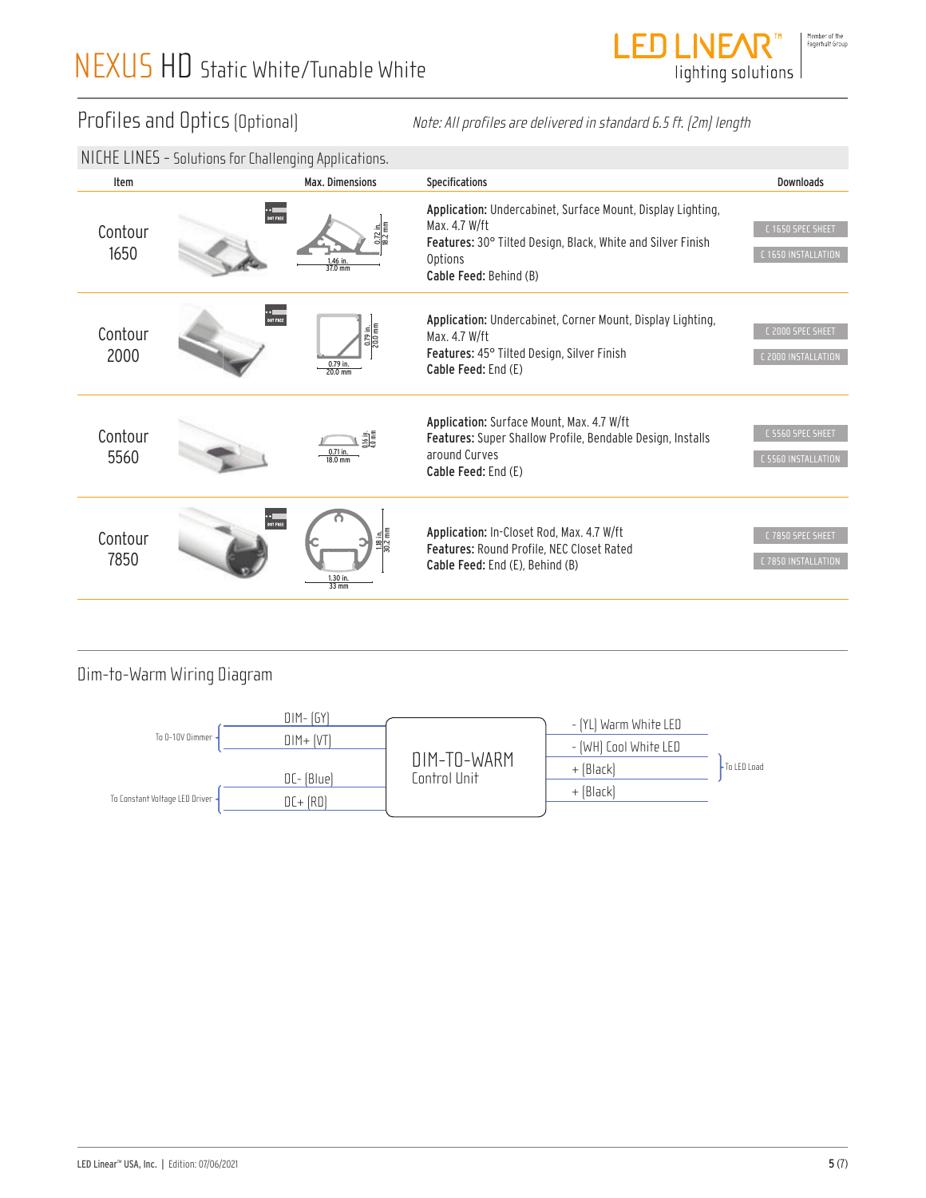# NEXUS HD Static White/Tunable White

## Profiles and Optics (Optional)

*Note: All profiles are delivered in standard 6.5 ft. (2m) length*

### NICHE LINES - Solutions for Challenging Applications.

| Item | Max. Dimensions | Specifications | Downloads |
|---|---|---|---|
| Contour 1650 | 1.46 in. / 37.0 mm × 0.72 in. / 18.2 mm | **Application:** Undercabinet, Surface Mount, Display Lighting, Max. 4.7 W/ft<br>**Features:** 30° Tilted Design, Black, White and Silver Finish Options<br>**Cable Feed:** Behind (B) | C 1650 SPEC SHEET<br>C 1650 INSTALLATION |
| Contour 2000 | 0.79 in. / 20.0 mm × 0.79 in. / 20.0 mm | **Application:** Undercabinet, Corner Mount, Display Lighting, Max. 4.7 W/ft<br>**Features:** 45° Tilted Design, Silver Finish<br>**Cable Feed:** End (E) | C 2000 SPEC SHEET<br>C 2000 INSTALLATION |
| Contour 5560 | 0.71 in. / 18.0 mm × 0.16 in. / 4.0 mm | **Application:** Surface Mount, Max. 4.7 W/ft<br>**Features:** Super Shallow Profile, Bendable Design, Installs around Curves<br>**Cable Feed:** End (E) | C 5560 SPEC SHEET<br>C 5560 INSTALLATION |
| Contour 7850 | 1.30 in. / 33 mm × 1.18 in. / 30.2 mm | **Application:** In-Closet Rod, Max. 4.7 W/ft<br>**Features:** Round Profile, NEC Closet Rated<br>**Cable Feed:** End (E), Behind (B) | C 7850 SPEC SHEET<br>C 7850 INSTALLATION |

## Dim-to-Warm Wiring Diagram

DIM-TO-WARM Control Unit

To 0-10V Dimmer:
- DIM- (GY)
- DIM+ (VT)

To Constant Voltage LED Driver:
- DC- (Blue)
- DC+ (RD)

To LED Load:
- - (YL) Warm White LED
- - (WH) Cool White LED
- + (Black)
- + (Black)

LED Linear™ USA, Inc. | Edition: 07/06/2021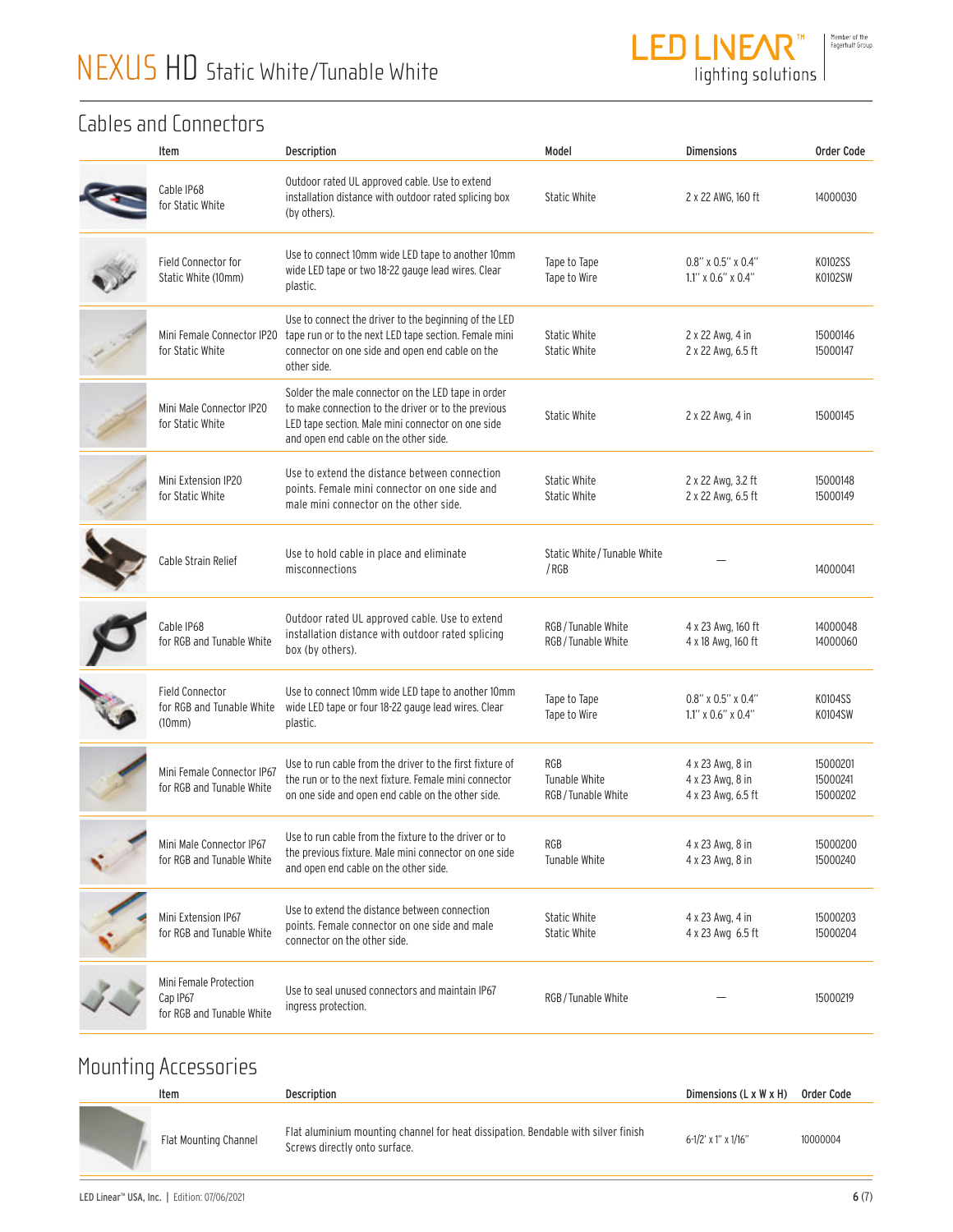# NEXUS HD Static White/Tunable White

## Cables and Connectors

| Item | Description | Model | Dimensions | Order Code |
|---|---|---|---|---|
| Cable IP68 for Static White | Outdoor rated UL approved cable. Use to extend installation distance with outdoor rated splicing box (by others). | Static White | 2 x 22 AWG, 160 ft | 14000030 |
| Field Connector for Static White (10mm) | Use to connect 10mm wide LED tape to another 10mm wide LED tape or two 18-22 gauge lead wires. Clear plastic. | Tape to Tape<br>Tape to Wire | 0.8" x 0.5" x 0.4"<br>1.1" x 0.6" x 0.4" | K0102SS<br>K0102SW |
| Mini Female Connector IP20 for Static White | Use to connect the driver to the beginning of the LED tape run or to the next LED tape section. Female mini connector on one side and open end cable on the other side. | Static White<br>Static White | 2 x 22 Awg, 4 in<br>2 x 22 Awg, 6.5 ft | 15000146<br>15000147 |
| Mini Male Connector IP20 for Static White | Solder the male connector on the LED tape in order to make connection to the driver or to the previous LED tape section. Male mini connector on one side and open end cable on the other side. | Static White | 2 x 22 Awg, 4 in | 15000145 |
| Mini Extension IP20 for Static White | Use to extend the distance between connection points. Female mini connector on one side and male mini connector on the other side. | Static White<br>Static White | 2 x 22 Awg, 3.2 ft<br>2 x 22 Awg, 6.5 ft | 15000148<br>15000149 |
| Cable Strain Relief | Use to hold cable in place and eliminate misconnections | Static White / Tunable White / RGB | — | 14000041 |
| Cable IP68 for RGB and Tunable White | Outdoor rated UL approved cable. Use to extend installation distance with outdoor rated splicing box (by others). | RGB / Tunable White<br>RGB / Tunable White | 4 x 23 Awg, 160 ft<br>4 x 18 Awg, 160 ft | 14000048<br>14000060 |
| Field Connector for RGB and Tunable White (10mm) | Use to connect 10mm wide LED tape to another 10mm wide LED tape or four 18-22 gauge lead wires. Clear plastic. | Tape to Tape<br>Tape to Wire | 0.8" x 0.5" x 0.4"<br>1.1" x 0.6" x 0.4" | K0104SS<br>K0104SW |
| Mini Female Connector IP67 for RGB and Tunable White | Use to run cable from the driver to the first fixture of the run or to the next fixture. Female mini connector on one side and open end cable on the other side. | RGB<br>Tunable White<br>RGB / Tunable White | 4 x 23 Awg, 8 in<br>4 x 23 Awg, 8 in<br>4 x 23 Awg, 6.5 ft | 15000201<br>15000241<br>15000202 |
| Mini Male Connector IP67 for RGB and Tunable White | Use to run cable from the fixture to the driver or to the previous fixture. Male mini connector on one side and open end cable on the other side. | RGB<br>Tunable White | 4 x 23 Awg, 8 in<br>4 x 23 Awg, 8 in | 15000200<br>15000240 |
| Mini Extension IP67 for RGB and Tunable White | Use to extend the distance between connection points. Female connector on one side and male connector on the other side. | Static White<br>Static White | 4 x 23 Awg, 4 in<br>4 x 23 Awg 6.5 ft | 15000203<br>15000204 |
| Mini Female Protection Cap IP67 for RGB and Tunable White | Use to seal unused connectors and maintain IP67 ingress protection. | RGB / Tunable White | — | 15000219 |

## Mounting Accessories

| Item | Description | Dimensions (L x W x H) | Order Code |
|---|---|---|---|
| Flat Mounting Channel | Flat aluminium mounting channel for heat dissipation. Bendable with silver finish Screws directly onto surface. | 6-1/2' x 1" x 1/16" | 10000004 |

LED Linear™ USA, Inc. | Edition: 07/06/2021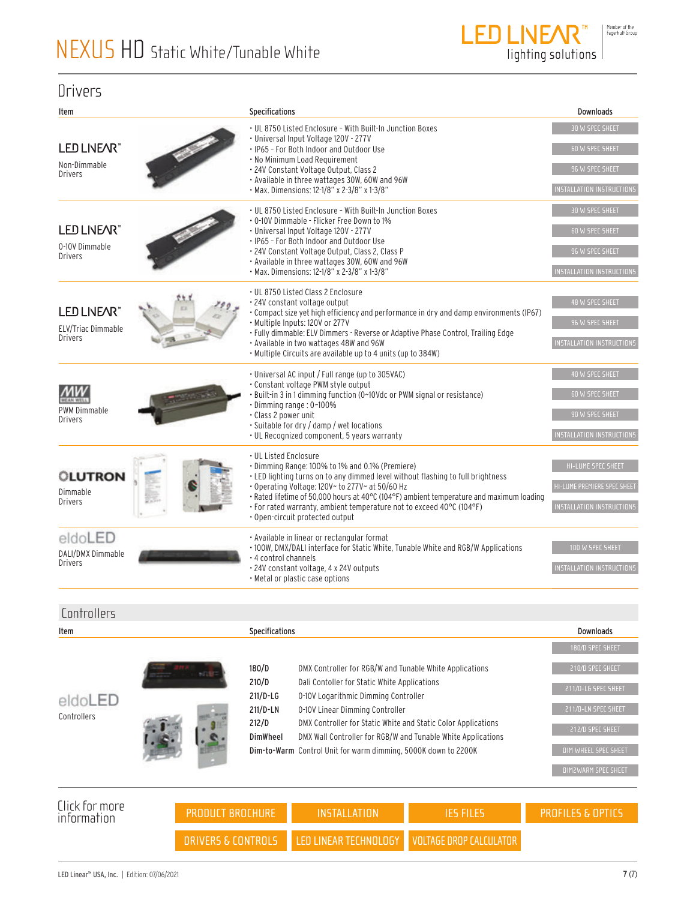# NEXUS HD Static White/Tunable White

## Drivers

| Item | Specifications | Downloads |
|---|---|---|
| LED LINEAR™ Non-Dimmable Drivers | • UL 8750 Listed Enclosure - With Built-In Junction Boxes<br>• Universal Input Voltage 120V - 277V<br>• IP65 - For Both Indoor and Outdoor Use<br>• No Minimum Load Requirement<br>• 24V Constant Voltage Output, Class 2<br>• Available in three wattages 30W, 60W and 96W<br>• Max. Dimensions: 12-1/8" x 2-3/8" x 1-3/8" | 30 W SPEC SHEET<br>60 W SPEC SHEET<br>96 W SPEC SHEET<br>INSTALLATION INSTRUCTIONS |
| LED LINEAR™ 0-10V Dimmable Drivers | • UL 8750 Listed Enclosure - With Built-In Junction Boxes<br>• 0-10V Dimmable - Flicker Free Down to 1%<br>• Universal Input Voltage 120V - 277V<br>• IP65 - For Both Indoor and Outdoor Use<br>• 24V Constant Voltage Output, Class 2, Class P<br>• Available in three wattages 30W, 60W and 96W<br>• Max. Dimensions: 12-1/8" x 2-3/8" x 1-3/8" | 30 W SPEC SHEET<br>60 W SPEC SHEET<br>96 W SPEC SHEET<br>INSTALLATION INSTRUCTIONS |
| LED LINEAR™ ELV/Triac Dimmable Drivers | • UL 8750 Listed Class 2 Enclosure<br>• 24V constant voltage output<br>• Compact size yet high efficiency and performance in dry and damp environments (IP67)<br>• Multiple Inputs: 120V or 277V<br>• Fully dimmable: ELV Dimmers - Reverse or Adaptive Phase Control, Trailing Edge<br>• Available in two wattages 48W and 96W<br>• Multiple Circuits are available up to 4 units (up to 384W) | 48 W SPEC SHEET<br>96 W SPEC SHEET<br>INSTALLATION INSTRUCTIONS |
| MW MEAN WELL PWM Dimmable Drivers | • Universal AC input / Full range (up to 305VAC)<br>• Constant voltage PWM style output<br>• Built-in 3 in 1 dimming function (0~10Vdc or PWM signal or resistance)<br>• Dimming range : 0~100%<br>• Class 2 power unit<br>• Suitable for dry / damp / wet locations<br>• UL Recognized component, 5 years warranty | 40 W SPEC SHEET<br>60 W SPEC SHEET<br>90 W SPEC SHEET<br>INSTALLATION INSTRUCTIONS |
| LUTRON Dimmable Drivers | • UL Listed Enclosure<br>• Dimming Range: 100% to 1% and 0.1% (Premiere)<br>• LED lighting turns on to any dimmed level without flashing to full brightness<br>• Operating Voltage: 120V~ to 277V~ at 50/60 Hz<br>• Rated lifetime of 50,000 hours at 40°C (104°F) ambient temperature and maximum loading<br>• For rated warranty, ambient temperature not to exceed 40°C (104°F)<br>• Open-circuit protected output | HI-LUME SPEC SHEET<br>HI-LUME PREMIERE SPEC SHEET<br>INSTALLATION INSTRUCTIONS |
| eldoLED DALI/DMX Dimmable Drivers | • Available in linear or rectangular format<br>• 100W, DMX/DALI interface for Static White, Tunable White and RGB/W Applications<br>• 4 control channels<br>• 24V constant voltage, 4 x 24V outputs<br>• Metal or plastic case options | 100 W SPEC SHEET<br>INSTALLATION INSTRUCTIONS |

## Controllers

| Item | Specifications | | Downloads |
|---|---|---|---|
| eldoLED Controllers | 180/D | DMX Controller for RGB/W and Tunable White Applications | 180/D SPEC SHEET |
| | 210/D | Dali Contoller for Static White Applications | 210/D SPEC SHEET |
| | 211/D-LG | 0-10V Logarithmic Dimming Controller | 211/D-LG SPEC SHEET |
| | 211/D-LN | 0-10V Linear Dimming Controller | 211/D-LN SPEC SHEET |
| | 212/D | DMX Controller for Static White and Static Color Applications | 212/D SPEC SHEET |
| | DimWheel | DMX Wall Controller for RGB/W and Tunable White Applications | DIM WHEEL SPEC SHEET |
| | Dim-to-Warm | Control Unit for warm dimming, 5000K down to 2200K | DIM2WARM SPEC SHEET |

Click for more information

PRODUCT BROCHURE | INSTALLATION | IES FILES | PROFILES & OPTICS | DRIVERS & CONTROLS | LED LINEAR TECHNOLOGY | VOLTAGE DROP CALCULATOR

LED Linear™ USA, Inc. | Edition: 07/06/2021